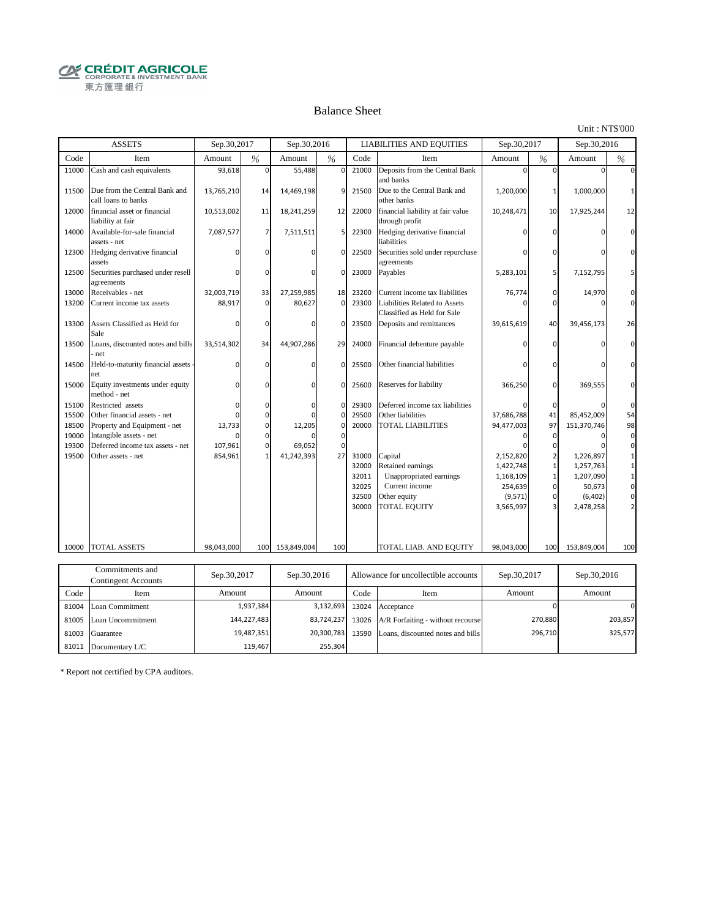CRÉDIT AGRICOLE CORPORATE & INVESTMENT BANK
東方匯理銀行

## Balance Sheet

Unit : NT$'000

| ASSETS | | Sep.30,2017 | | Sep.30,2016 | | LIABILITIES AND EQUITIES | | Sep.30,2017 | | Sep.30,2016 | |
|---|---|---|---|---|---|---|---|---|---|---|---|
| Code | Item | Amount | % | Amount | % | Code | Item | Amount | % | Amount | % |
| 11000 | Cash and cash equivalents | 93,618 | 0 | 55,488 | 0 | 21000 | Deposits from the Central Bank and banks | 0 | 0 | 0 | 0 |
| 11500 | Due from the Central Bank and call loans to banks | 13,765,210 | 14 | 14,469,198 | 9 | 21500 | Due to the Central Bank and other banks | 1,200,000 | 1 | 1,000,000 | 1 |
| 12000 | financial asset or financial liability at fair | 10,513,002 | 11 | 18,241,259 | 12 | 22000 | financial liability at fair value through profit | 10,248,471 | 10 | 17,925,244 | 12 |
| 14000 | Available-for-sale financial assets - net | 7,087,577 | 7 | 7,511,511 | 5 | 22300 | Hedging derivative financial liabilities | 0 | 0 | 0 | 0 |
| 12300 | Hedging derivative financial assets | 0 | 0 | 0 | 0 | 22500 | Securities sold under repurchase agreements | 0 | 0 | 0 | 0 |
| 12500 | Securities purchased under resell agreements | 0 | 0 | 0 | 0 | 23000 | Payables | 5,283,101 | 5 | 7,152,795 | 5 |
| 13000 | Receivables - net | 32,003,719 | 33 | 27,259,985 | 18 | 23200 | Current income tax liabilities | 76,774 | 0 | 14,970 | 0 |
| 13200 | Current income tax assets | 88,917 | 0 | 80,627 | 0 | 23300 | Liabilities Related to Assets Classified as Held for Sale | 0 | 0 | 0 | 0 |
| 13300 | Assets Classified as Held for Sale | 0 | 0 | 0 | 0 | 23500 | Deposits and remittances | 39,615,619 | 40 | 39,456,173 | 26 |
| 13500 | Loans, discounted notes and bills - net | 33,514,302 | 34 | 44,907,286 | 29 | 24000 | Financial debenture payable | 0 | 0 | 0 | 0 |
| 14500 | Held-to-maturity financial assets - net | 0 | 0 | 0 | 0 | 25500 | Other financial liabilities | 0 | 0 | 0 | 0 |
| 15000 | Equity investments under equity method - net | 0 | 0 | 0 | 0 | 25600 | Reserves for liability | 366,250 | 0 | 369,555 | 0 |
| 15100 | Restricted assets | 0 | 0 | 0 | 0 | 29300 | Deferred income tax liabilities | 0 | 0 | 0 | 0 |
| 15500 | Other financial assets - net | 0 | 0 | 0 | 0 | 29500 | Other liabilities | 37,686,788 | 41 | 85,452,009 | 54 |
| 18500 | Property and Equipment - net | 13,733 | 0 | 12,205 | 0 | 20000 | TOTAL LIABILITIES | 94,477,003 | 97 | 151,370,746 | 98 |
| 19000 | Intangible assets - net | 0 | 0 | 0 | 0 | | | 0 | 0 | 0 | 0 |
| 19300 | Deferred income tax assets - net | 107,961 | 0 | 69,052 | 0 | | | 0 | 0 | 0 | 0 |
| 19500 | Other assets - net | 854,961 | 1 | 41,242,393 | 27 | 31000 | Capital | 2,152,820 | 2 | 1,226,897 | 1 |
| | | | | | | 32000 | Retained earnings | 1,422,748 | 1 | 1,257,763 | 1 |
| | | | | | | 32011 | Unappropriated earnings | 1,168,109 | 1 | 1,207,090 | 1 |
| | | | | | | 32025 | Current income | 254,639 | 0 | 50,673 | 0 |
| | | | | | | 32500 | Other equity | (9,571) | 0 | (6,402) | 0 |
| | | | | | | 30000 | TOTAL EQUITY | 3,565,997 | 3 | 2,478,258 | 2 |
| 10000 | TOTAL ASSETS | 98,043,000 | 100 | 153,849,004 | 100 | | TOTAL LIAB. AND EQUITY | 98,043,000 | 100 | 153,849,004 | 100 |

| Commitments and Contingent Accounts | | Sep.30,2017 | Sep.30,2016 | Allowance for uncollectible accounts | | Sep.30,2017 | Sep.30,2016 |
|---|---|---|---|---|---|---|---|
| Code | Item | Amount | Amount | Code | Item | Amount | Amount |
| 81004 | Loan Commitment | 1,937,384 | 3,132,693 | 13024 | Acceptance | 0 | 0 |
| 81005 | Loan Uncommitment | 144,227,483 | 83,724,237 | 13026 | A/R Forfaiting - without recourse | 270,880 | 203,857 |
| 81003 | Guarantee | 19,487,351 | 20,300,783 | 13590 | Loans, discounted notes and bills | 296,710 | 325,577 |
| 81011 | Documentary L/C | 119,467 | 255,304 | | | | |

* Report not certified by CPA auditors.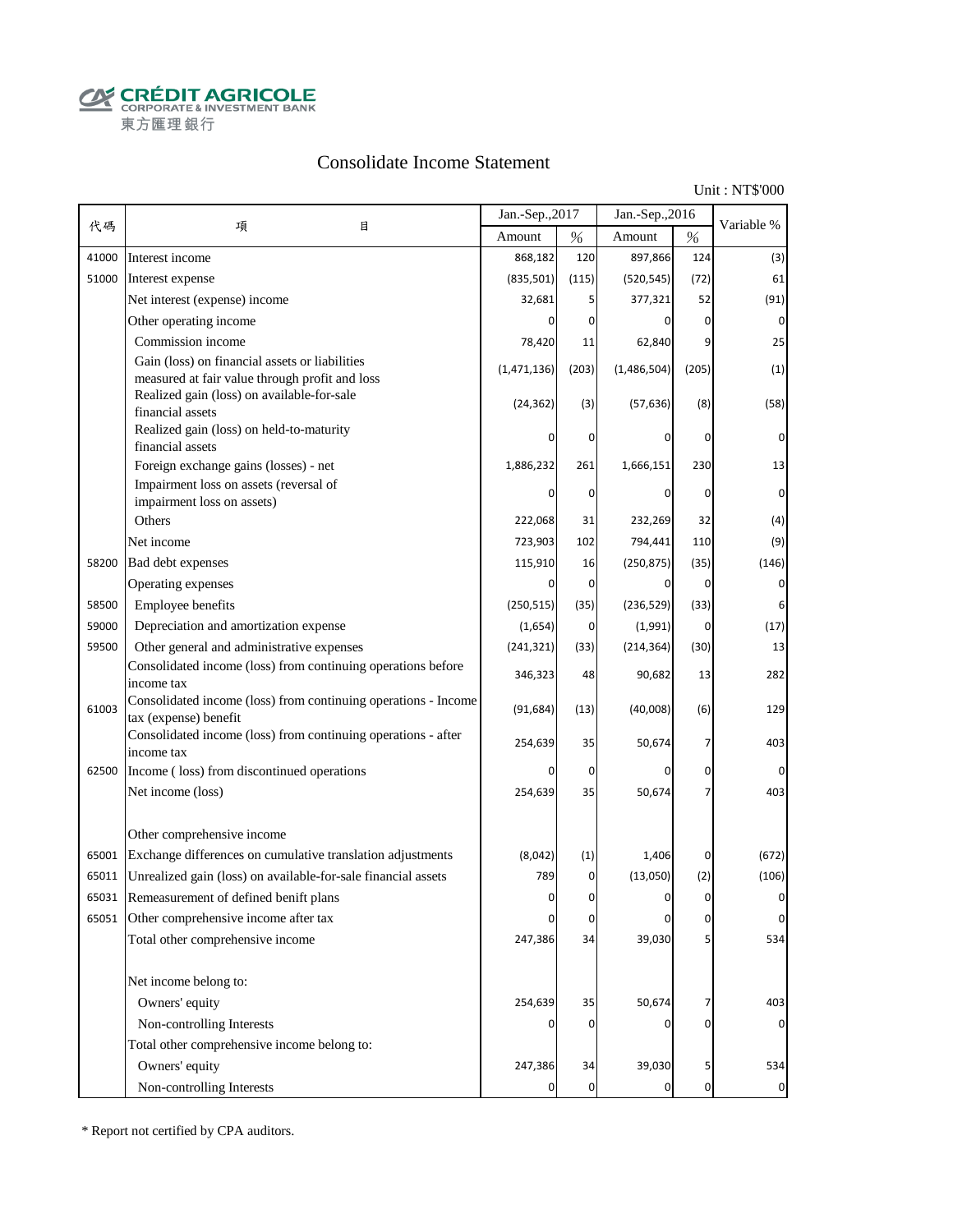CRÉDIT AGRICOLE
CORPORATE & INVESTMENT BANK
東方匯理銀行

# Consolidate Income Statement

Unit : NT$'000

| 代碼 | 項　　　目 | Jan.-Sep.,2017 | | Jan.-Sep.,2016 | | Variable % |
|---|---|---|---|---|---|---|
| | | Amount | % | Amount | % | |
| 41000 | Interest income | 868,182 | 120 | 897,866 | 124 | (3) |
| 51000 | Interest expense | (835,501) | (115) | (520,545) | (72) | 61 |
| | Net interest (expense) income | 32,681 | 5 | 377,321 | 52 | (91) |
| | Other operating income | 0 | 0 | 0 | 0 | 0 |
| | Commission income | 78,420 | 11 | 62,840 | 9 | 25 |
| | Gain (loss) on financial assets or liabilities measured at fair value through profit and loss | (1,471,136) | (203) | (1,486,504) | (205) | (1) |
| | Realized gain (loss) on available-for-sale financial assets | (24,362) | (3) | (57,636) | (8) | (58) |
| | Realized gain (loss) on held-to-maturity financial assets | 0 | 0 | 0 | 0 | 0 |
| | Foreign exchange gains (losses) - net | 1,886,232 | 261 | 1,666,151 | 230 | 13 |
| | Impairment loss on assets (reversal of impairment loss on assets) | 0 | 0 | 0 | 0 | 0 |
| | Others | 222,068 | 31 | 232,269 | 32 | (4) |
| | Net income | 723,903 | 102 | 794,441 | 110 | (9) |
| 58200 | Bad debt expenses | 115,910 | 16 | (250,875) | (35) | (146) |
| | Operating expenses | 0 | 0 | 0 | 0 | 0 |
| 58500 | Employee benefits | (250,515) | (35) | (236,529) | (33) | 6 |
| 59000 | Depreciation and amortization expense | (1,654) | 0 | (1,991) | 0 | (17) |
| 59500 | Other general and administrative expenses | (241,321) | (33) | (214,364) | (30) | 13 |
| | Consolidated income (loss) from continuing operations before income tax | 346,323 | 48 | 90,682 | 13 | 282 |
| 61003 | Consolidated income (loss) from continuing operations - Income tax (expense) benefit | (91,684) | (13) | (40,008) | (6) | 129 |
| | Consolidated income (loss) from continuing operations - after income tax | 254,639 | 35 | 50,674 | 7 | 403 |
| 62500 | Income ( loss) from discontinued operations | 0 | 0 | 0 | 0 | 0 |
| | Net income (loss) | 254,639 | 35 | 50,674 | 7 | 403 |
| | | | | | | |
| | Other comprehensive income | | | | | |
| 65001 | Exchange differences on cumulative translation adjustments | (8,042) | (1) | 1,406 | 0 | (672) |
| 65011 | Unrealized gain (loss) on available-for-sale financial assets | 789 | 0 | (13,050) | (2) | (106) |
| 65031 | Remeasurement of defined benift plans | 0 | 0 | 0 | 0 | 0 |
| 65051 | Other comprehensive income after tax | 0 | 0 | 0 | 0 | 0 |
| | Total other comprehensive income | 247,386 | 34 | 39,030 | 5 | 534 |
| | | | | | | |
| | Net income belong to: | | | | | |
| | Owners' equity | 254,639 | 35 | 50,674 | 7 | 403 |
| | Non-controlling Interests | 0 | 0 | 0 | 0 | 0 |
| | Total other comprehensive income belong to: | | | | | |
| | Owners' equity | 247,386 | 34 | 39,030 | 5 | 534 |
| | Non-controlling Interests | 0 | 0 | 0 | 0 | 0 |

* Report not certified by CPA auditors.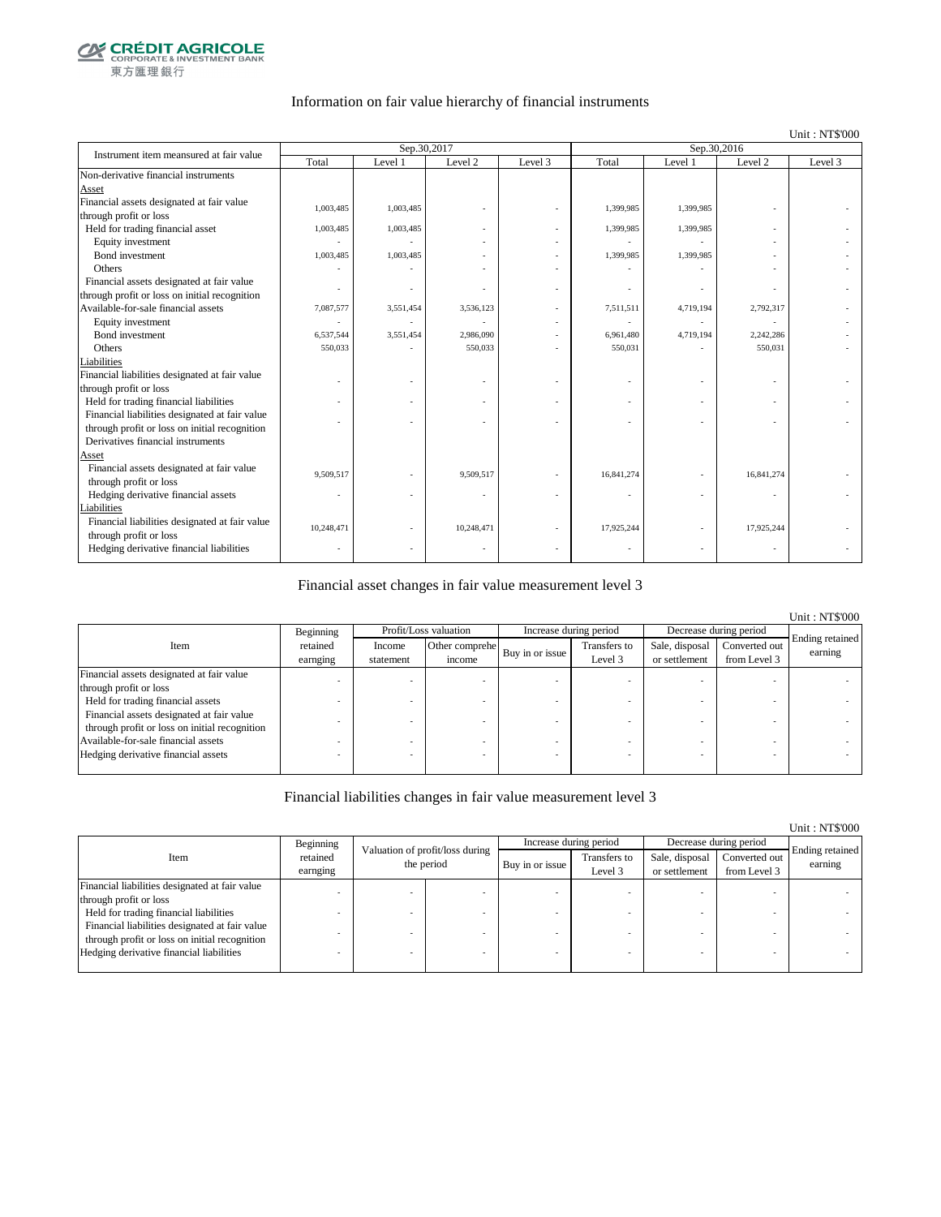CRÉDIT AGRICOLE CORPORATE & INVESTMENT BANK 東方匯理銀行

## Information on fair value hierarchy of financial instruments

Unit : NT$'000

| Instrument item measured at fair value | Sep.30,2017 | | | | Sep.30,2016 | | | |
|---|---|---|---|---|---|---|---|---|
| | Total | Level 1 | Level 2 | Level 3 | Total | Level 1 | Level 2 | Level 3 |
| Non-derivative financial instruments | | | | | | | | |
| Asset | | | | | | | | |
| Financial assets designated at fair value through profit or loss | 1,003,485 | 1,003,485 | - | - | 1,399,985 | 1,399,985 | - | - |
| Held for trading financial asset | 1,003,485 | 1,003,485 | - | - | 1,399,985 | 1,399,985 | - | - |
| Equity investment | - | - | - | - | - | - | - | - |
| Bond investment | 1,003,485 | 1,003,485 | - | - | 1,399,985 | 1,399,985 | - | - |
| Others | - | - | - | - | - | - | - | - |
| Financial assets designated at fair value through profit or loss on initial recognition | - | - | - | - | - | - | - | - |
| Available-for-sale financial assets | 7,087,577 | 3,551,454 | 3,536,123 | - | 7,511,511 | 4,719,194 | 2,792,317 | - |
| Equity investment | - | - | - | - | - | - | - | - |
| Bond investment | 6,537,544 | 3,551,454 | 2,986,090 | - | 6,961,480 | 4,719,194 | 2,242,286 | - |
| Others | 550,033 | - | 550,033 | - | 550,031 | - | 550,031 | - |
| Liabilities | | | | | | | | |
| Financial liabilities designated at fair value through profit or loss | - | - | - | - | - | - | - | - |
| Held for trading financial liabilities | - | - | - | - | - | - | - | - |
| Financial liabilities designated at fair value through profit or loss on initial recognition | - | - | - | - | - | - | - | - |
| Derivatives financial instruments | | | | | | | | |
| Asset | | | | | | | | |
| Financial assets designated at fair value through profit or loss | 9,509,517 | - | 9,509,517 | - | 16,841,274 | - | 16,841,274 | - |
| Hedging derivative financial assets | - | - | - | - | - | - | - | - |
| Liabilities | | | | | | | | |
| Financial liabilities designated at fair value through profit or loss | 10,248,471 | - | 10,248,471 | - | 17,925,244 | - | 17,925,244 | - |
| Hedging derivative financial liabilities | - | - | - | - | - | - | - | - |

## Financial asset changes in fair value measurement level 3

Unit : NT$'000

| Item | Beginning retained earnging | Profit/Loss valuation | | Increase during period | | Decrease during period | | Ending retained earning |
|---|---|---|---|---|---|---|---|---|
| | | Income statement | Other comprehe income | Buy in or issue | Transfers to Level 3 | Sale, disposal or settlement | Converted out from Level 3 | |
| Financial assets designated at fair value through profit or loss | - | - | - | - | - | - | - | - |
| Held for trading financial assets | - | - | - | - | - | - | - | - |
| Financial assets designated at fair value through profit or loss on initial recognition | - | - | - | - | - | - | - | - |
| Available-for-sale financial assets | - | - | - | - | - | - | - | - |
| Hedging derivative financial assets | - | - | - | - | - | - | - | - |

## Financial liabilities changes in fair value measurement level 3

Unit : NT$'000

| Item | Beginning retained earnging | Valuation of profit/loss during the period | | Increase during period | | Decrease during period | | Ending retained earning |
|---|---|---|---|---|---|---|---|---|
| | | | | Buy in or issue | Transfers to Level 3 | Sale, disposal or settlement | Converted out from Level 3 | |
| Financial liabilities designated at fair value through profit or loss | - | - | - | - | - | - | - | - |
| Held for trading financial liabilities | - | - | - | - | - | - | - | - |
| Financial liabilities designated at fair value through profit or loss on initial recognition | - | - | - | - | - | - | - | - |
| Hedging derivative financial liabilities | - | - | - | - | - | - | - | - |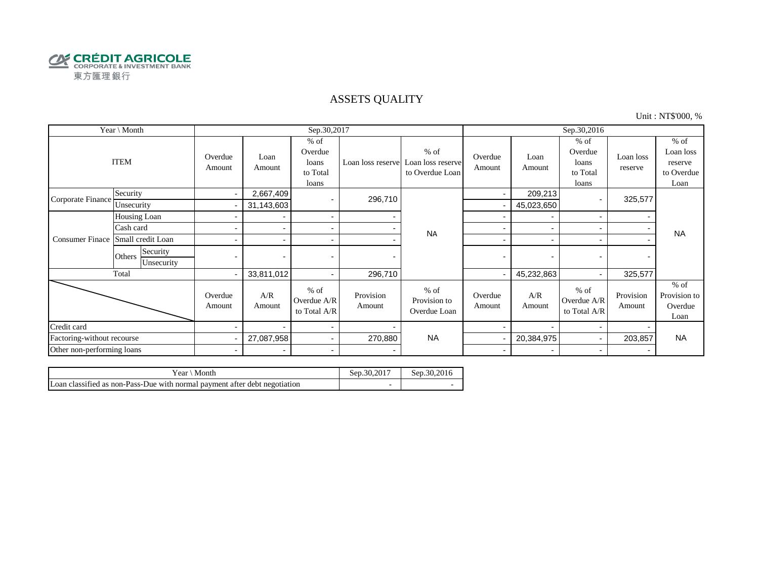CRÉDIT AGRICOLE
CORPORATE & INVESTMENT BANK
東方匯理銀行

# ASSETS QUALITY

Unit : NT$'000, %

| Year \ Month | | | Sep.30,2017 | | | | | Sep.30,2016 | | | | |
|---|---|---|---|---|---|---|---|---|---|---|---|---|
| ITEM | | | Overdue Amount | Loan Amount | % of Overdue loans to Total loans | Loan loss reserve | % of Loan loss reserve to Overdue Loan | Overdue Amount | Loan Amount | % of Overdue loans to Total loans | Loan loss reserve | % of Loan loss reserve to Overdue Loan |
| Corporate Finance | Security | | - | 2,667,409 | - | 296,710 | NA | - | 209,213 | - | 325,577 | NA |
| | Unsecurity | | - | 31,143,603 | | | | - | 45,023,650 | | | |
| Consumer Finace | Housing Loan | | - | - | - | - | | - | - | - | - | |
| | Cash card | | - | - | - | - | | - | - | - | - | |
| | Small credit Loan | | - | - | - | - | | - | - | - | - | |
| | Others | Security | - | - | - | - | | - | - | - | - | |
| | | Unsecurity | | | | | | | | | | |
| Total | | | - | 33,811,012 | - | 296,710 | | - | 45,232,863 | - | 325,577 | |
| | | | Overdue Amount | A/R Amount | % of Overdue A/R to Total A/R | Provision Amount | % of Provision to Overdue Loan | Overdue Amount | A/R Amount | % of Overdue A/R to Total A/R | Provision Amount | % of Provision to Overdue Loan |
| Credit card | | | - | - | - | - | NA | - | - | - | - | NA |
| Factoring-without recourse | | | - | 27,087,958 | - | 270,880 | | - | 20,384,975 | - | 203,857 | |
| Other non-performing loans | | | - | - | - | - | | - | - | - | - | |

| Year \ Month | Sep.30,2017 | Sep.30,2016 |
|---|---|---|
| Loan classified as non-Pass-Due with normal payment after debt negotiation | - | - |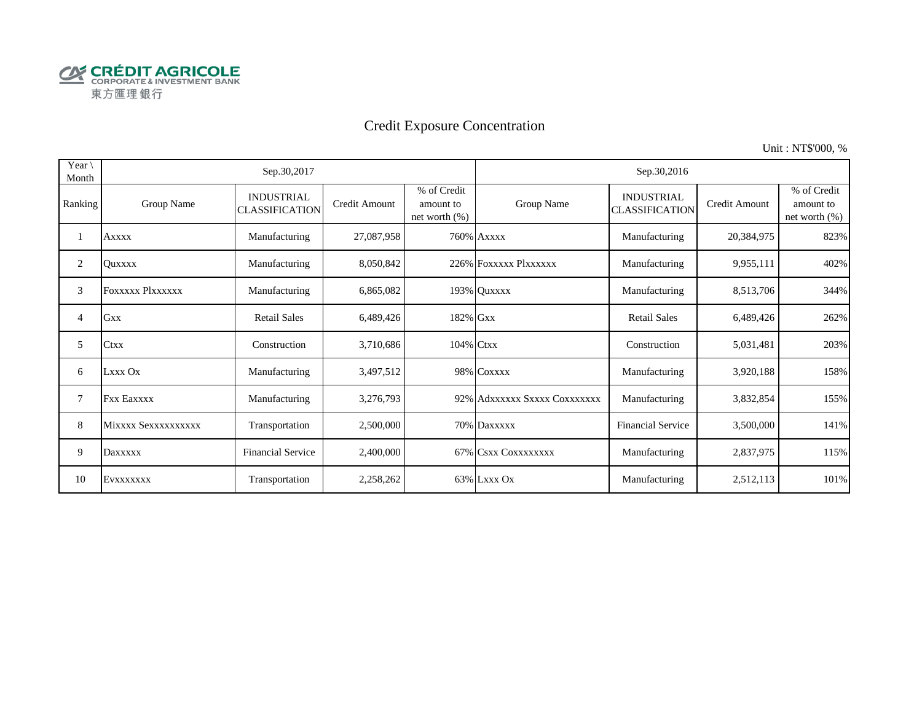CRÉDIT AGRICOLE
CORPORATE & INVESTMENT BANK
東方匯理銀行

# Credit Exposure Concentration

Unit : NT$'000, %

| Year \ Month | Sep.30,2017 | | | | Sep.30,2016 | | | |
|---|---|---|---|---|---|---|---|---|
| Ranking | Group Name | INDUSTRIAL CLASSIFICATION | Credit Amount | % of Credit amount to net worth (%) | Group Name | INDUSTRIAL CLASSIFICATION | Credit Amount | % of Credit amount to net worth (%) |
| 1 | Axxxx | Manufacturing | 27,087,958 | 760% | Axxxx | Manufacturing | 20,384,975 | 823% |
| 2 | Quxxxx | Manufacturing | 8,050,842 | 226% | Foxxxxx Plxxxxxx | Manufacturing | 9,955,111 | 402% |
| 3 | Foxxxxx Plxxxxxx | Manufacturing | 6,865,082 | 193% | Quxxxx | Manufacturing | 8,513,706 | 344% |
| 4 | Gxx | Retail Sales | 6,489,426 | 182% | Gxx | Retail Sales | 6,489,426 | 262% |
| 5 | Ctxx | Construction | 3,710,686 | 104% | Ctxx | Construction | 5,031,481 | 203% |
| 6 | Lxxx Ox | Manufacturing | 3,497,512 | 98% | Coxxxx | Manufacturing | 3,920,188 | 158% |
| 7 | Fxx Eaxxxx | Manufacturing | 3,276,793 | 92% | Adxxxxxx Sxxxx Coxxxxxxx | Manufacturing | 3,832,854 | 155% |
| 8 | Mixxxx Sexxxxxxxxxx | Transportation | 2,500,000 | 70% | Daxxxxx | Financial Service | 3,500,000 | 141% |
| 9 | Daxxxxx | Financial Service | 2,400,000 | 67% | Csxx Coxxxxxxxx | Manufacturing | 2,837,975 | 115% |
| 10 | Evxxxxxxx | Transportation | 2,258,262 | 63% | Lxxx Ox | Manufacturing | 2,512,113 | 101% |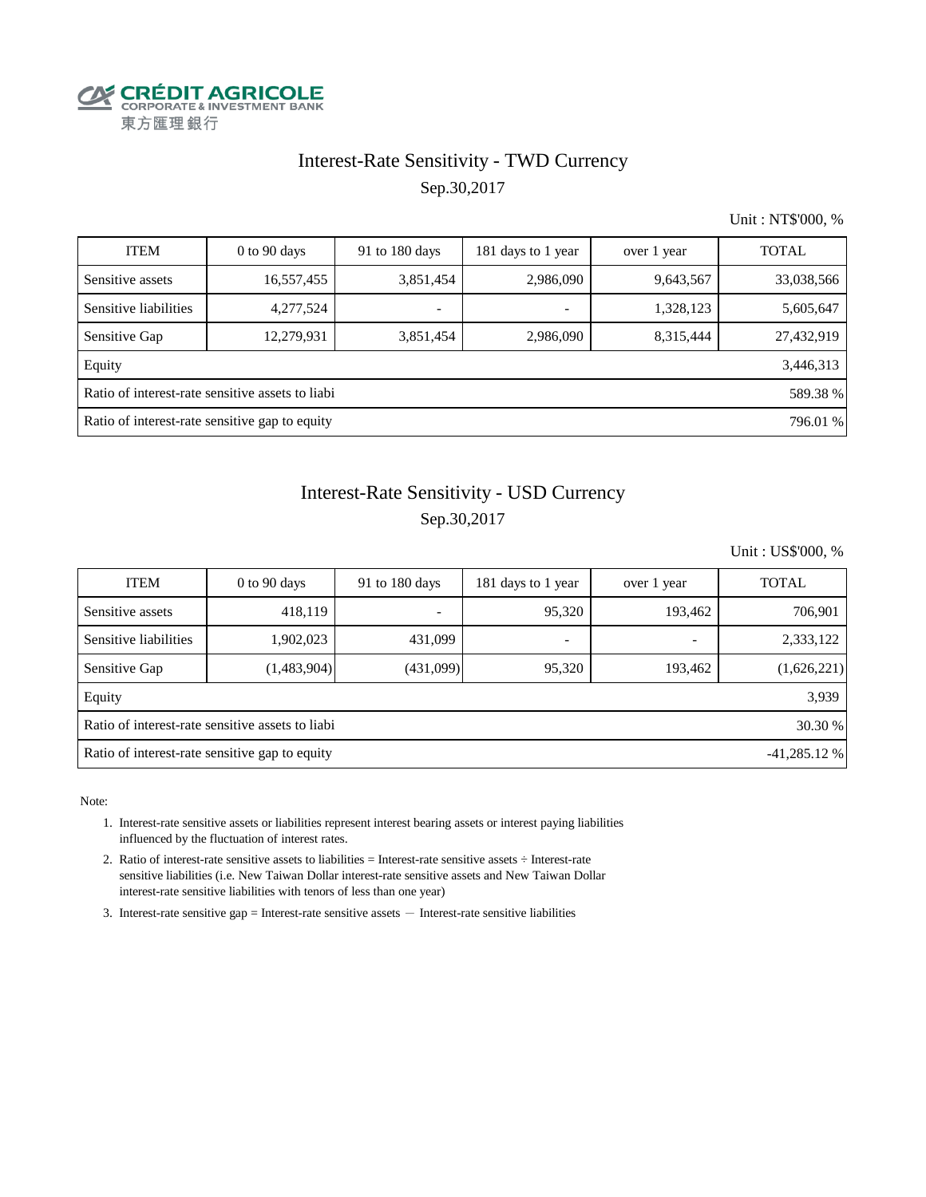CRÉDIT AGRICOLE
CORPORATE & INVESTMENT BANK
東方匯理銀行

## Interest-Rate Sensitivity - TWD Currency

Sep.30,2017

Unit : NT$'000, %

| ITEM | 0 to 90 days | 91 to 180 days | 181 days to 1 year | over 1 year | TOTAL |
|---|---|---|---|---|---|
| Sensitive assets | 16,557,455 | 3,851,454 | 2,986,090 | 9,643,567 | 33,038,566 |
| Sensitive liabilities | 4,277,524 | - | - | 1,328,123 | 5,605,647 |
| Sensitive Gap | 12,279,931 | 3,851,454 | 2,986,090 | 8,315,444 | 27,432,919 |
| Equity | | | | | 3,446,313 |
| Ratio of interest-rate sensitive assets to liabi | | | | | 589.38 % |
| Ratio of interest-rate sensitive gap to equity | | | | | 796.01 % |

## Interest-Rate Sensitivity - USD Currency

Sep.30,2017

Unit : US$'000, %

| ITEM | 0 to 90 days | 91 to 180 days | 181 days to 1 year | over 1 year | TOTAL |
|---|---|---|---|---|---|
| Sensitive assets | 418,119 | - | 95,320 | 193,462 | 706,901 |
| Sensitive liabilities | 1,902,023 | 431,099 | - | - | 2,333,122 |
| Sensitive Gap | (1,483,904) | (431,099) | 95,320 | 193,462 | (1,626,221) |
| Equity | | | | | 3,939 |
| Ratio of interest-rate sensitive assets to liabi | | | | | 30.30 % |
| Ratio of interest-rate sensitive gap to equity | | | | | -41,285.12 % |

Note:

1. Interest-rate sensitive assets or liabilities represent interest bearing assets or interest paying liabilities influenced by the fluctuation of interest rates.
2. Ratio of interest-rate sensitive assets to liabilities = Interest-rate sensitive assets ÷ Interest-rate sensitive liabilities (i.e. New Taiwan Dollar interest-rate sensitive assets and New Taiwan Dollar interest-rate sensitive liabilities with tenors of less than one year)
3. Interest-rate sensitive gap = Interest-rate sensitive assets － Interest-rate sensitive liabilities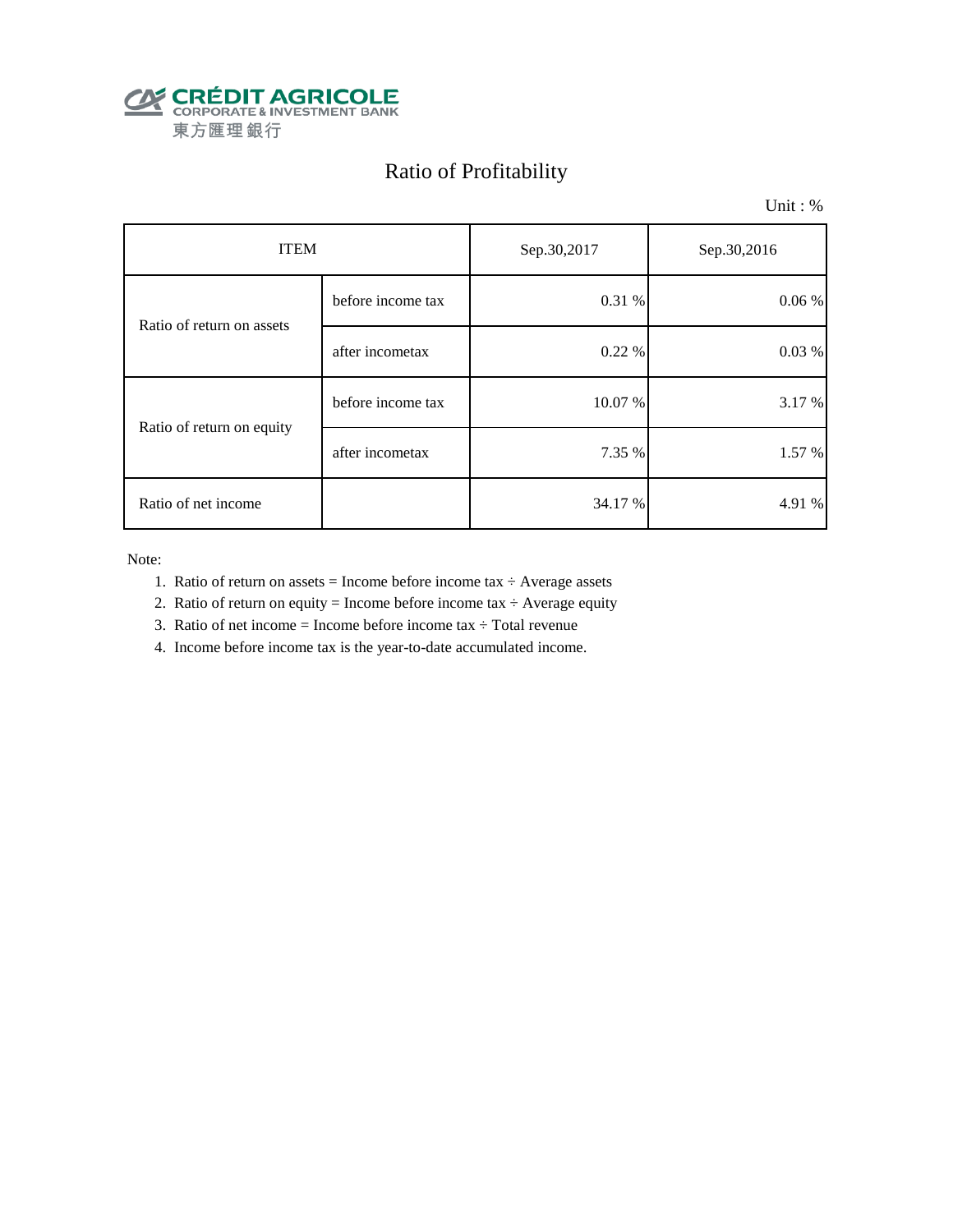CRÉDIT AGRICOLE
CORPORATE & INVESTMENT BANK
東方匯理銀行

# Ratio of Profitability

Unit : %

| ITEM | | Sep.30,2017 | Sep.30,2016 |
|---|---|---|---|
| Ratio of return on assets | before income tax | 0.31 % | 0.06 % |
| | after incometax | 0.22 % | 0.03 % |
| Ratio of return on equity | before income tax | 10.07 % | 3.17 % |
| | after incometax | 7.35 % | 1.57 % |
| Ratio of net income | | 34.17 % | 4.91 % |

Note:

1. Ratio of return on assets = Income before income tax ÷ Average assets
2. Ratio of return on equity = Income before income tax ÷ Average equity
3. Ratio of net income = Income before income tax ÷ Total revenue
4. Income before income tax is the year-to-date accumulated income.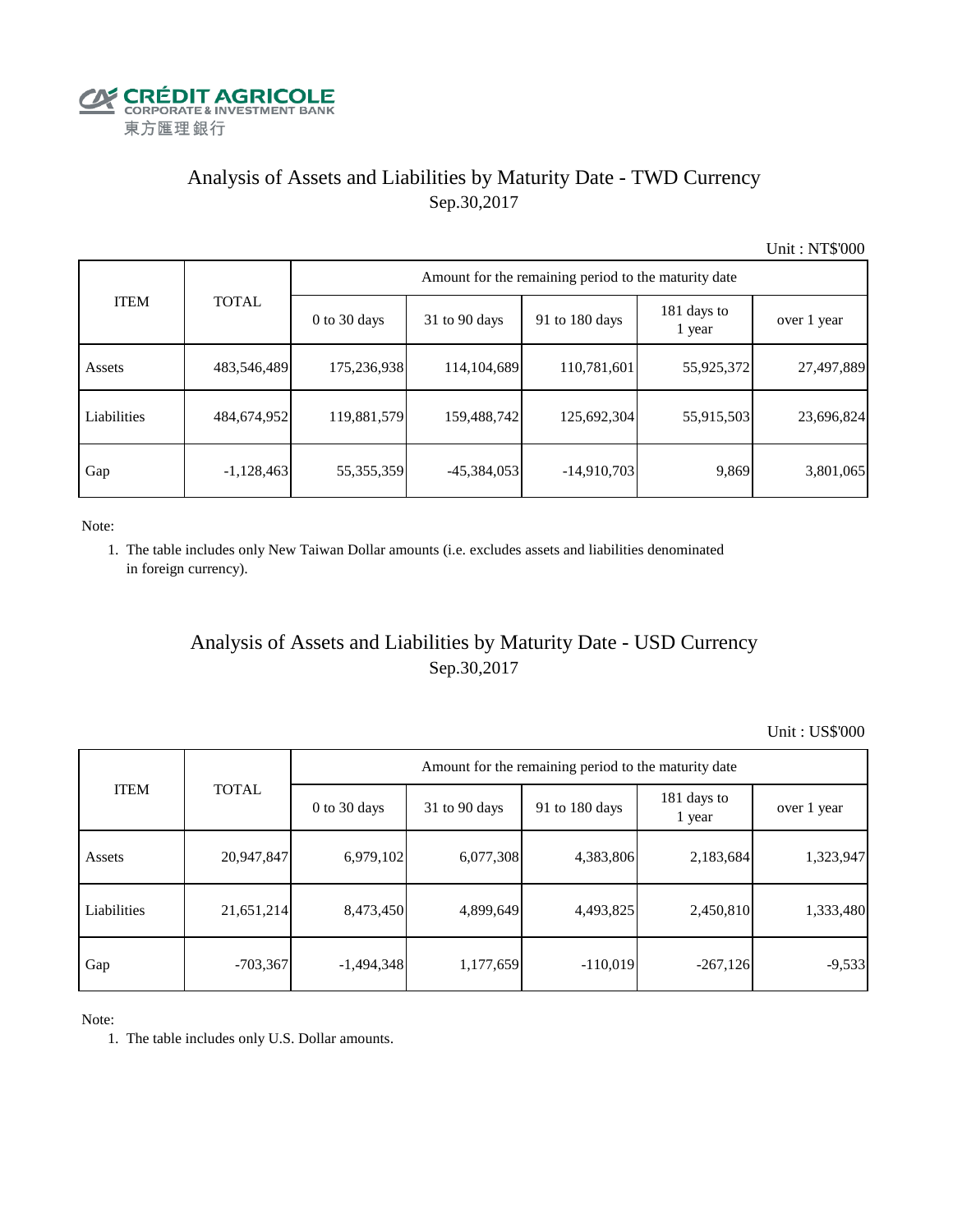CRÉDIT AGRICOLE
CORPORATE & INVESTMENT BANK
東方匯理銀行

## Analysis of Assets and Liabilities by Maturity Date - TWD Currency
Sep.30,2017

Unit : NT$'000

| ITEM | TOTAL | Amount for the remaining period to the maturity date | | | | |
|---|---|---|---|---|---|---|
| | | 0 to 30 days | 31 to 90 days | 91 to 180 days | 181 days to 1 year | over 1 year |
| Assets | 483,546,489 | 175,236,938 | 114,104,689 | 110,781,601 | 55,925,372 | 27,497,889 |
| Liabilities | 484,674,952 | 119,881,579 | 159,488,742 | 125,692,304 | 55,915,503 | 23,696,824 |
| Gap | -1,128,463 | 55,355,359 | -45,384,053 | -14,910,703 | 9,869 | 3,801,065 |

Note:

1. The table includes only New Taiwan Dollar amounts (i.e. excludes assets and liabilities denominated in foreign currency).

## Analysis of Assets and Liabilities by Maturity Date - USD Currency
Sep.30,2017

Unit : US$'000

| ITEM | TOTAL | Amount for the remaining period to the maturity date | | | | |
|---|---|---|---|---|---|---|
| | | 0 to 30 days | 31 to 90 days | 91 to 180 days | 181 days to 1 year | over 1 year |
| Assets | 20,947,847 | 6,979,102 | 6,077,308 | 4,383,806 | 2,183,684 | 1,323,947 |
| Liabilities | 21,651,214 | 8,473,450 | 4,899,649 | 4,493,825 | 2,450,810 | 1,333,480 |
| Gap | -703,367 | -1,494,348 | 1,177,659 | -110,019 | -267,126 | -9,533 |

Note:

1. The table includes only U.S. Dollar amounts.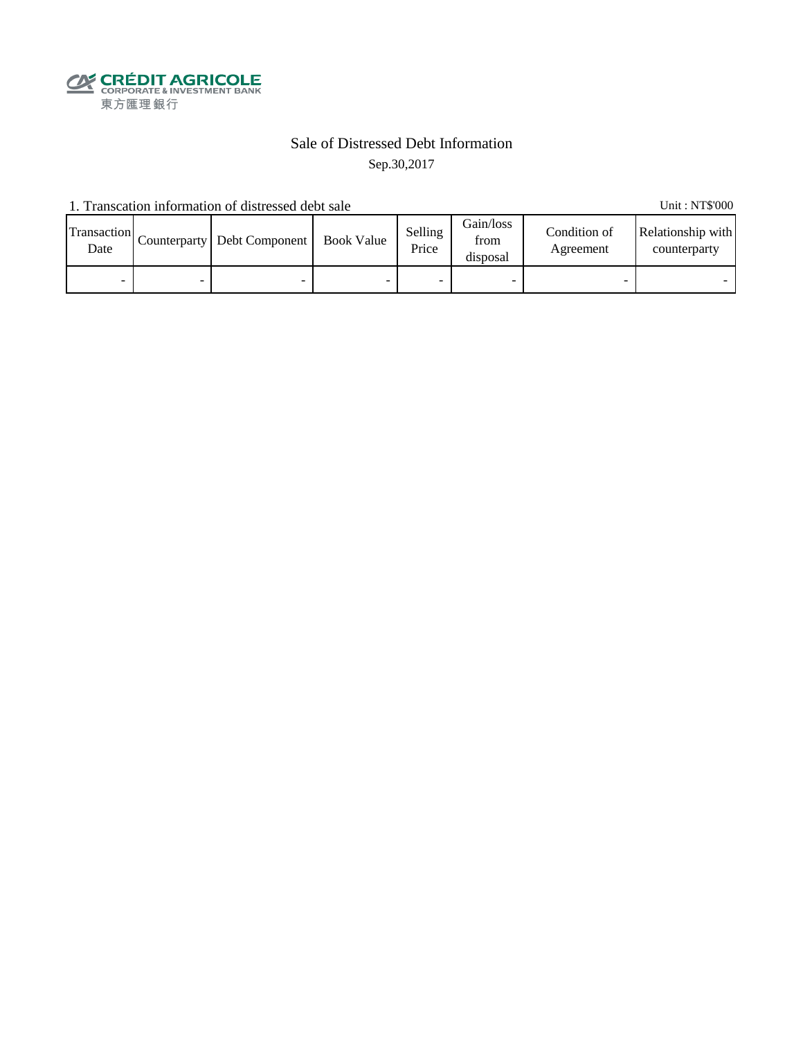CRÉDIT AGRICOLE
CORPORATE & INVESTMENT BANK
東方匯理銀行

# Sale of Distressed Debt Information

Sep.30,2017

1. Transcation information of distressed debt sale

Unit : NT$'000

| Transaction Date | Counterparty | Debt Component | Book Value | Selling Price | Gain/loss from disposal | Condition of Agreement | Relationship with counterparty |
|---|---|---|---|---|---|---|---|
| - | - | - | - | - | - | - | - |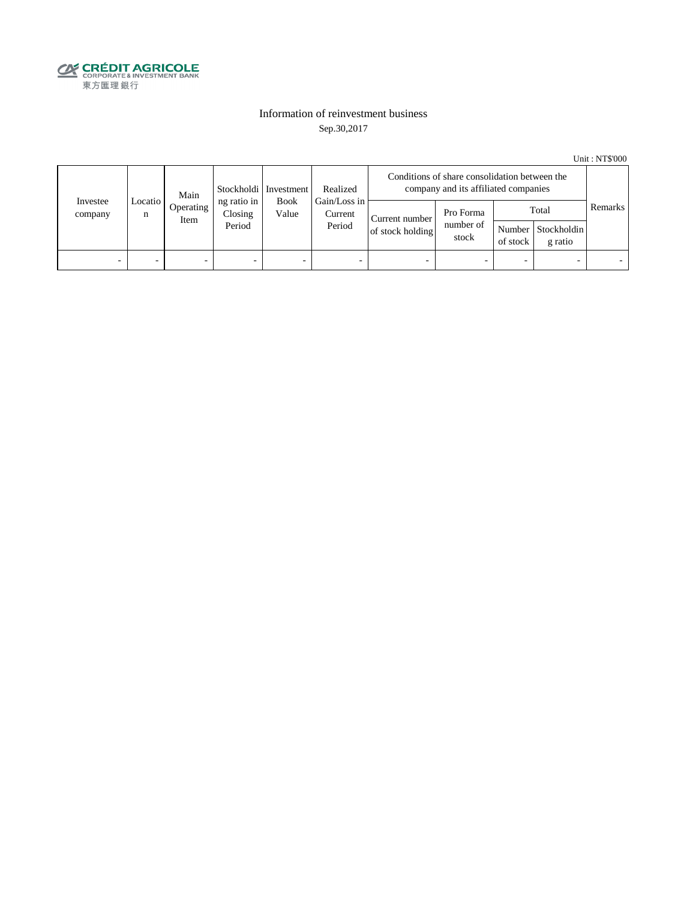CRÉDIT AGRICOLE
CORPORATE & INVESTMENT BANK
東方匯理銀行

## Information of reinvestment business

Sep.30,2017

Unit : NT$'000

| Investee company | Location | Main Operating Item | Stockholding ratio in Closing Period | Investment Book Value | Realized Gain/Loss in Current Period | Conditions of share consolidation between the company and its affiliated companies | | | | Remarks |
|---|---|---|---|---|---|---|---|---|---|---|
| | | | | | | Current number of stock holding | Pro Forma number of stock | Total | | |
| | | | | | | | | Number of stock | Stockholding ratio | |
| - | - | - | - | - | - | - | - | - | - | - |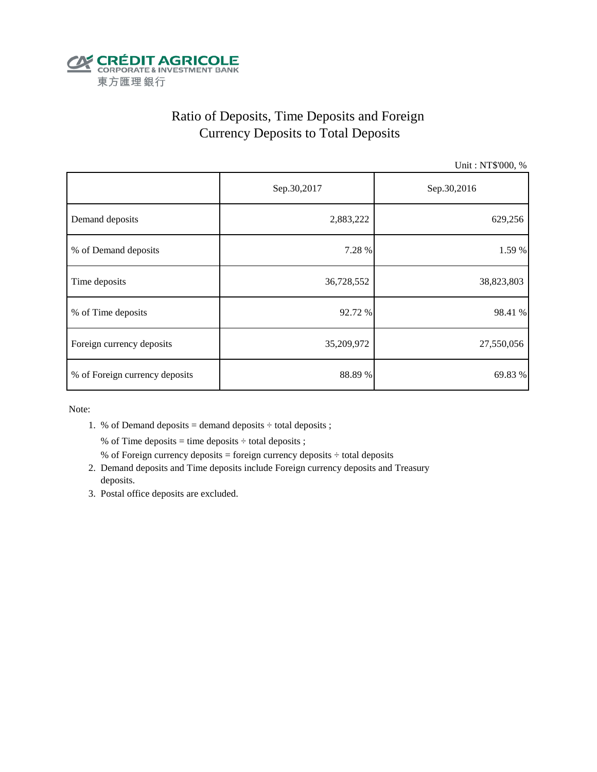CRÉDIT AGRICOLE
CORPORATE & INVESTMENT BANK
東方匯理銀行

# Ratio of Deposits, Time Deposits and Foreign Currency Deposits to Total Deposits

Unit : NT$'000, %

| | Sep.30,2017 | Sep.30,2016 |
|---|---|---|
| Demand deposits | 2,883,222 | 629,256 |
| % of Demand deposits | 7.28 % | 1.59 % |
| Time deposits | 36,728,552 | 38,823,803 |
| % of Time deposits | 92.72 % | 98.41 % |
| Foreign currency deposits | 35,209,972 | 27,550,056 |
| % of Foreign currency deposits | 88.89 % | 69.83 % |

Note:

1. % of Demand deposits = demand deposits ÷ total deposits ;

   % of Time deposits = time deposits ÷ total deposits ;

   % of Foreign currency deposits = foreign currency deposits ÷ total deposits
2. Demand deposits and Time deposits include Foreign currency deposits and Treasury deposits.
3. Postal office deposits are excluded.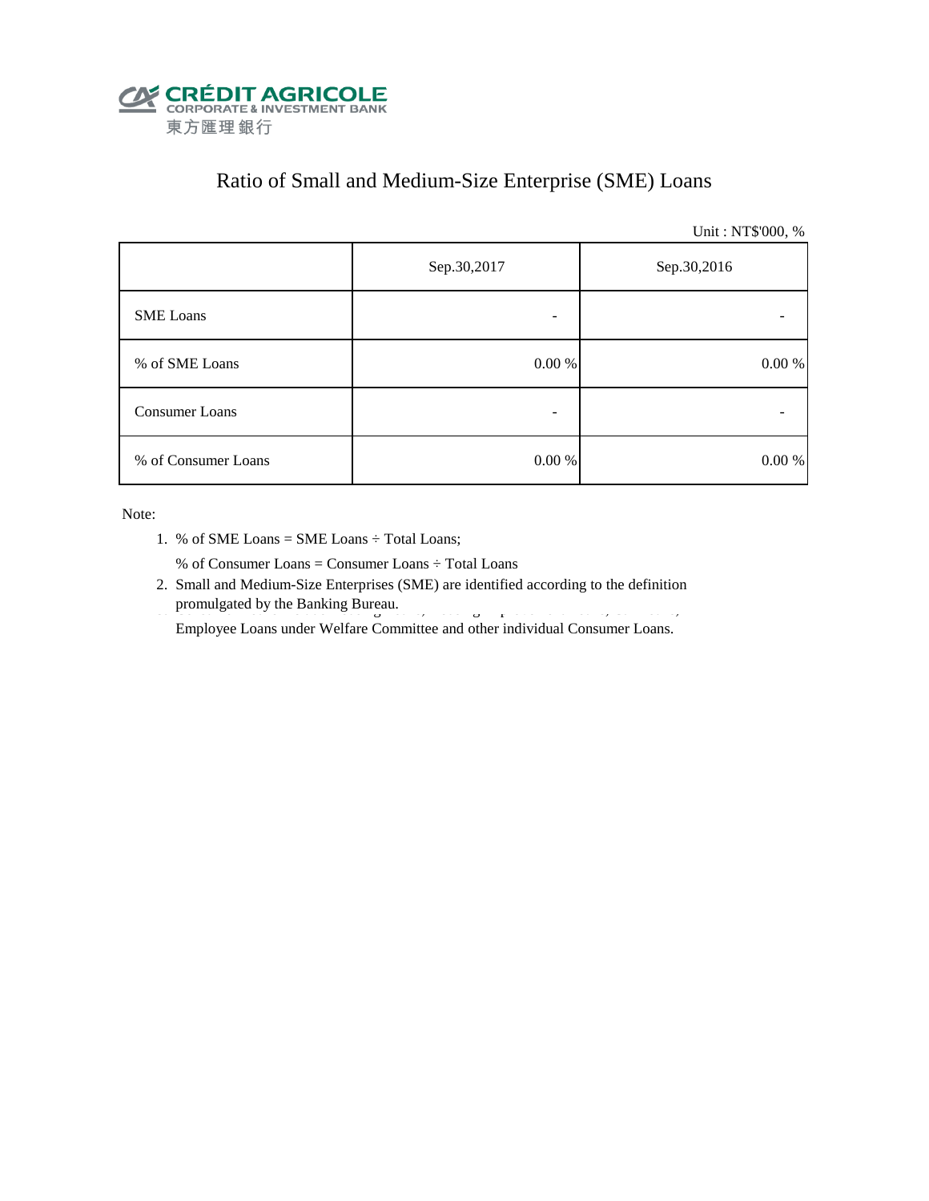CRÉDIT AGRICOLE
CORPORATE & INVESTMENT BANK
東方匯理銀行

# Ratio of Small and Medium-Size Enterprise (SME) Loans

Unit : NT$'000, %

| | Sep.30,2017 | Sep.30,2016 |
|---|---|---|
| SME Loans | - | - |
| % of SME Loans | 0.00 % | 0.00 % |
| Consumer Loans | - | - |
| % of Consumer Loans | 0.00 % | 0.00 % |

Note:

1. % of SME Loans = SME Loans ÷ Total Loans;

   % of Consumer Loans = Consumer Loans ÷ Total Loans
2. Small and Medium-Size Enterprises (SME) are identified according to the definition promulgated by the Banking Bureau.

   Employee Loans under Welfare Committee and other individual Consumer Loans.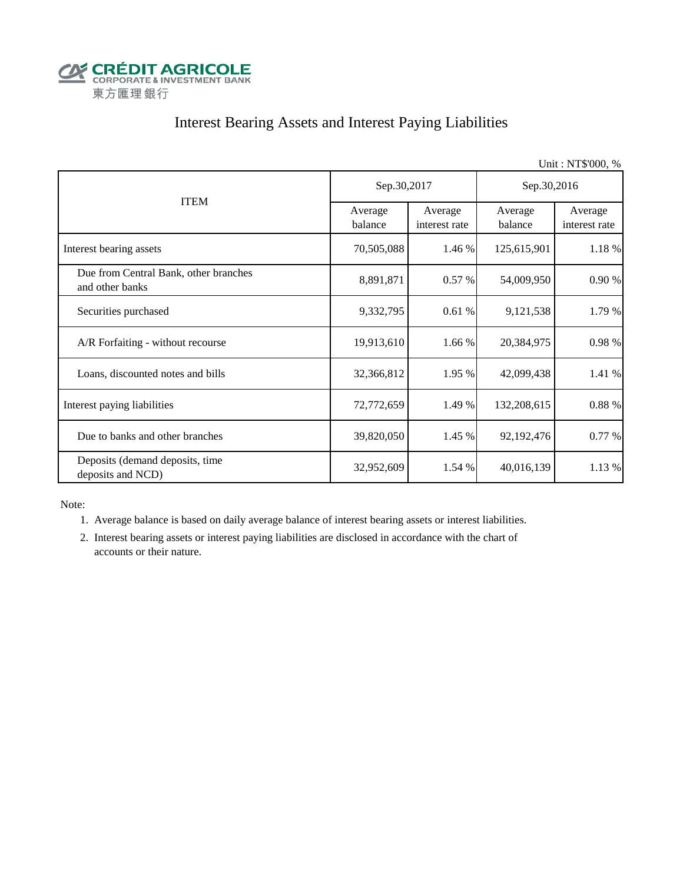CRÉDIT AGRICOLE
CORPORATE & INVESTMENT BANK
東方匯理銀行

# Interest Bearing Assets and Interest Paying Liabilities

Unit : NT$'000, %

| ITEM | Sep.30,2017 | | Sep.30,2016 | |
|---|---|---|---|---|
| | Average balance | Average interest rate | Average balance | Average interest rate |
| Interest bearing assets | 70,505,088 | 1.46 % | 125,615,901 | 1.18 % |
| Due from Central Bank, other branches and other banks | 8,891,871 | 0.57 % | 54,009,950 | 0.90 % |
| Securities purchased | 9,332,795 | 0.61 % | 9,121,538 | 1.79 % |
| A/R Forfaiting - without recourse | 19,913,610 | 1.66 % | 20,384,975 | 0.98 % |
| Loans, discounted notes and bills | 32,366,812 | 1.95 % | 42,099,438 | 1.41 % |
| Interest paying liabilities | 72,772,659 | 1.49 % | 132,208,615 | 0.88 % |
| Due to banks and other branches | 39,820,050 | 1.45 % | 92,192,476 | 0.77 % |
| Deposits (demand deposits, time deposits and NCD) | 32,952,609 | 1.54 % | 40,016,139 | 1.13 % |

Note:

1. Average balance is based on daily average balance of interest bearing assets or interest liabilities.
2. Interest bearing assets or interest paying liabilities are disclosed in accordance with the chart of accounts or their nature.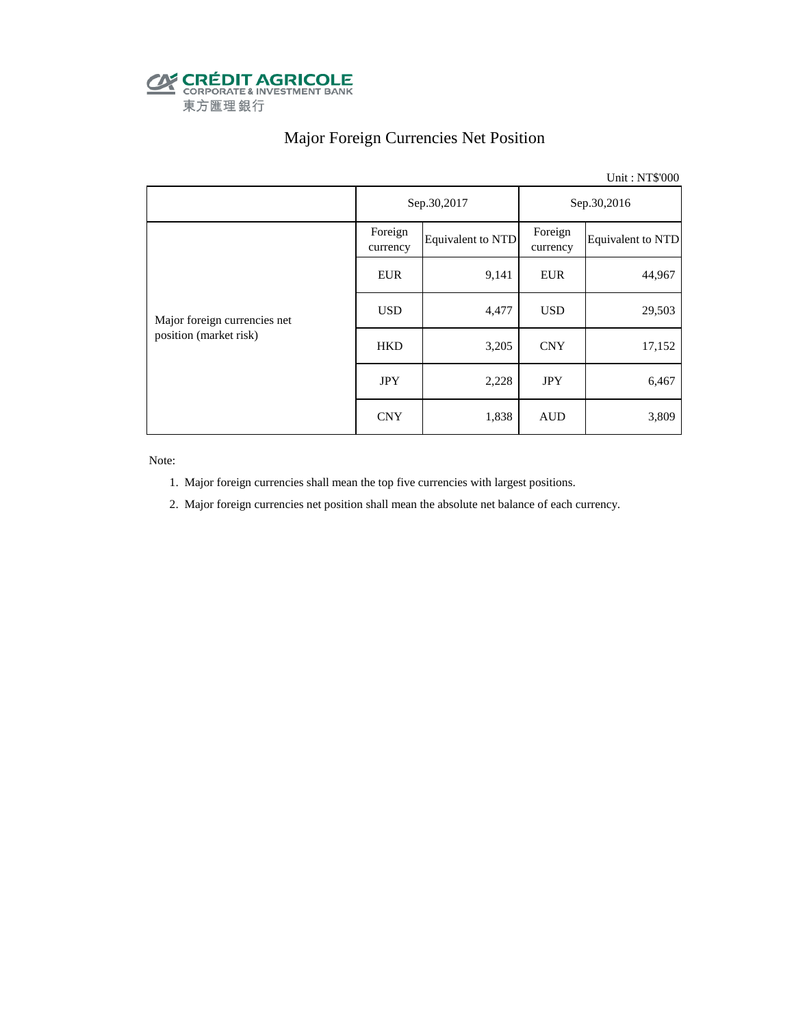CRÉDIT AGRICOLE
CORPORATE & INVESTMENT BANK
東方匯理銀行

# Major Foreign Currencies Net Position

Unit : NT$'000

| | Sep.30,2017 | | Sep.30,2016 | |
|---|---|---|---|---|
| | Foreign currency | Equivalent to NTD | Foreign currency | Equivalent to NTD |
| Major foreign currencies net position (market risk) | EUR | 9,141 | EUR | 44,967 |
| | USD | 4,477 | USD | 29,503 |
| | HKD | 3,205 | CNY | 17,152 |
| | JPY | 2,228 | JPY | 6,467 |
| | CNY | 1,838 | AUD | 3,809 |

Note:

1. Major foreign currencies shall mean the top five currencies with largest positions.
2. Major foreign currencies net position shall mean the absolute net balance of each currency.